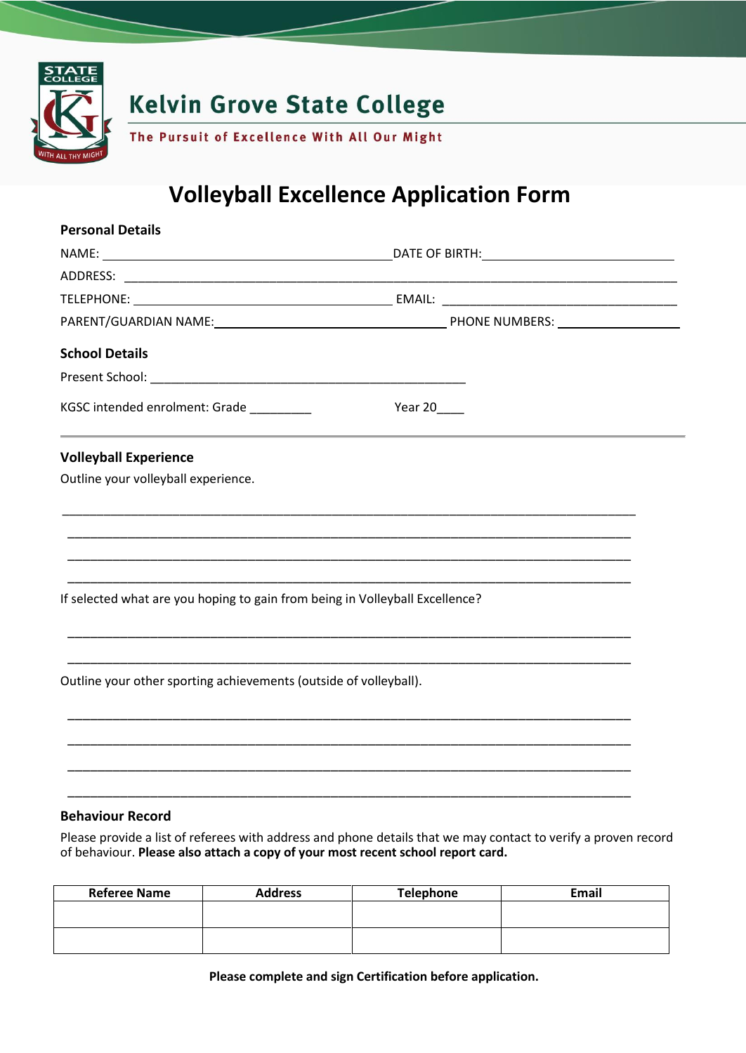# Kelvin Grove State College

**The Pursuit of Excellence With All Our Might**

## Volleyball Excellence Application Form

### Personal Details

NAME: ________________________________________ DATE OF BIRTH: ____________________________

ADDRESS: ________________________________________________________________________________

TELEPHONE: ____________________________________ EMAIL: __________________________________

PARENT/GUARDIAN NAME: ______________________________ PHONE NUMBERS: _________________

### School Details

Present School: ______________________________________________

KGSC intended enrolment: Grade _________ Year 20____

### Volleyball Experience

Outline your volleyball experience.

___________________________________________________________________________________

___________________________________________________________________________________

___________________________________________________________________________________

___________________________________________________________________________________

If selected what are you hoping to gain from being in Volleyball Excellence?

___________________________________________________________________________________

___________________________________________________________________________________

Outline your other sporting achievements (outside of volleyball).

___________________________________________________________________________________

___________________________________________________________________________________

___________________________________________________________________________________

___________________________________________________________________________________

### Behaviour Record

Please provide a list of referees with address and phone details that we may contact to verify a proven record of behaviour. **Please also attach a copy of your most recent school report card.**

| Referee Name | Address | Telephone | Email |
|---|---|---|---|
| | | | |
| | | | |

**Please complete and sign Certification before application.**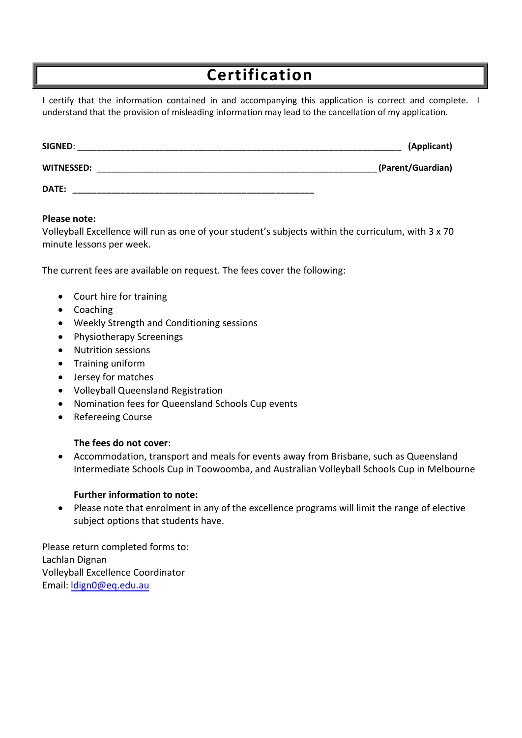# Certification

I certify that the information contained in and accompanying this application is correct and complete. I understand that the provision of misleading information may lead to the cancellation of my application.

**SIGNED**: ____________________________________________________________ **(Applicant)**

**WITNESSED:** ______________________________________________________ **(Parent/Guardian)**

**DATE:** ____________________________________________

**Please note:**
Volleyball Excellence will run as one of your student's subjects within the curriculum, with 3 x 70 minute lessons per week.

The current fees are available on request. The fees cover the following:

- Court hire for training
- Coaching
- Weekly Strength and Conditioning sessions
- Physiotherapy Screenings
- Nutrition sessions
- Training uniform
- Jersey for matches
- Volleyball Queensland Registration
- Nomination fees for Queensland Schools Cup events
- Refereeing Course

**The fees do not cover**:

- Accommodation, transport and meals for events away from Brisbane, such as Queensland Intermediate Schools Cup in Toowoomba, and Australian Volleyball Schools Cup in Melbourne

**Further information to note:**

- Please note that enrolment in any of the excellence programs will limit the range of elective subject options that students have.

Please return completed forms to:
Lachlan Dignan
Volleyball Excellence Coordinator
Email: ldign0@eq.edu.au